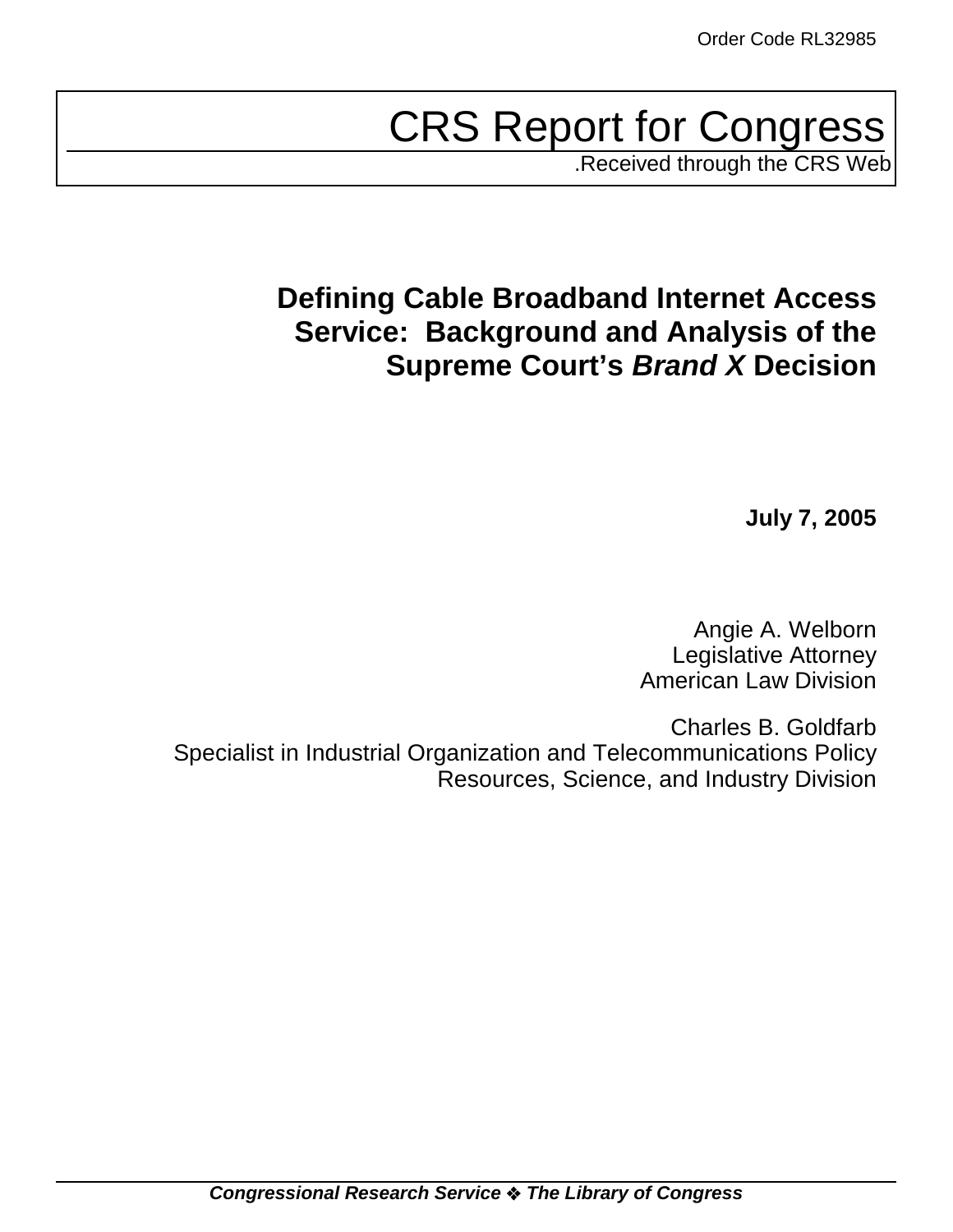Order Code RL32985

# CRS Report for Congress

.Received through the CRS Web

## Defining Cable Broadband Internet Access Service: Background and Analysis of the Supreme Court's *Brand X* Decision

**July 7, 2005**

Angie A. Welborn
Legislative Attorney
American Law Division

Charles B. Goldfarb
Specialist in Industrial Organization and Telecommunications Policy
Resources, Science, and Industry Division

***Congressional Research Service ❖ The Library of Congress***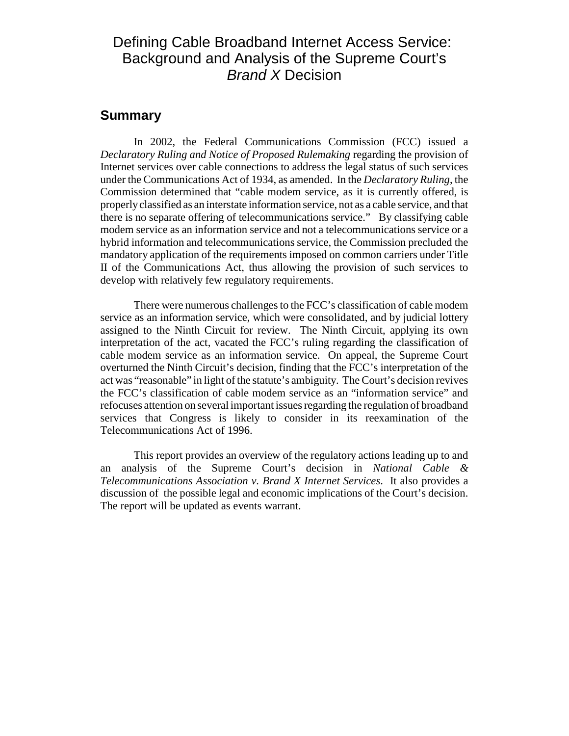# Defining Cable Broadband Internet Access Service: Background and Analysis of the Supreme Court's *Brand X* Decision

## Summary

In 2002, the Federal Communications Commission (FCC) issued a *Declaratory Ruling and Notice of Proposed Rulemaking* regarding the provision of Internet services over cable connections to address the legal status of such services under the Communications Act of 1934, as amended. In the *Declaratory Ruling*, the Commission determined that "cable modem service, as it is currently offered, is properly classified as an interstate information service, not as a cable service, and that there is no separate offering of telecommunications service." By classifying cable modem service as an information service and not a telecommunications service or a hybrid information and telecommunications service, the Commission precluded the mandatory application of the requirements imposed on common carriers under Title II of the Communications Act, thus allowing the provision of such services to develop with relatively few regulatory requirements.

There were numerous challenges to the FCC's classification of cable modem service as an information service, which were consolidated, and by judicial lottery assigned to the Ninth Circuit for review. The Ninth Circuit, applying its own interpretation of the act, vacated the FCC's ruling regarding the classification of cable modem service as an information service. On appeal, the Supreme Court overturned the Ninth Circuit's decision, finding that the FCC's interpretation of the act was "reasonable" in light of the statute's ambiguity. The Court's decision revives the FCC's classification of cable modem service as an "information service" and refocuses attention on several important issues regarding the regulation of broadband services that Congress is likely to consider in its reexamination of the Telecommunications Act of 1996.

This report provides an overview of the regulatory actions leading up to and an analysis of the Supreme Court's decision in *National Cable & Telecommunications Association v. Brand X Internet Services*. It also provides a discussion of the possible legal and economic implications of the Court's decision. The report will be updated as events warrant.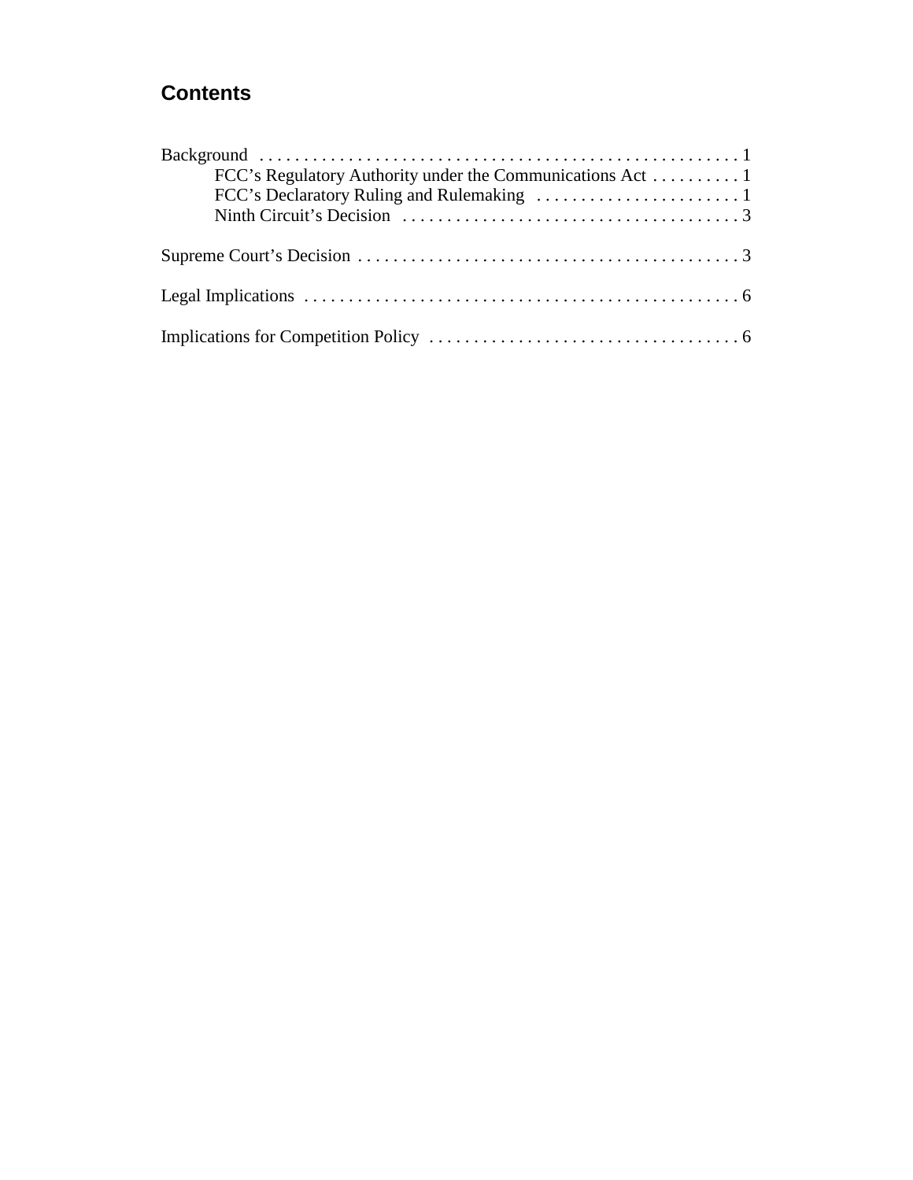## Contents

Background . . . . . . . . . . . . . . . . . . . . . . . . . . . . . . . . . . . . . . . . . . . . . . . . . . . . . 1
- FCC's Regulatory Authority under the Communications Act . . . . . . . . . . 1
- FCC's Declaratory Ruling and Rulemaking . . . . . . . . . . . . . . . . . . . . . . . 1
- Ninth Circuit's Decision . . . . . . . . . . . . . . . . . . . . . . . . . . . . . . . . . . . . . . 3

Supreme Court's Decision . . . . . . . . . . . . . . . . . . . . . . . . . . . . . . . . . . . . . . . . . . . 3

Legal Implications . . . . . . . . . . . . . . . . . . . . . . . . . . . . . . . . . . . . . . . . . . . . . . . . . 6

Implications for Competition Policy . . . . . . . . . . . . . . . . . . . . . . . . . . . . . . . . . . . 6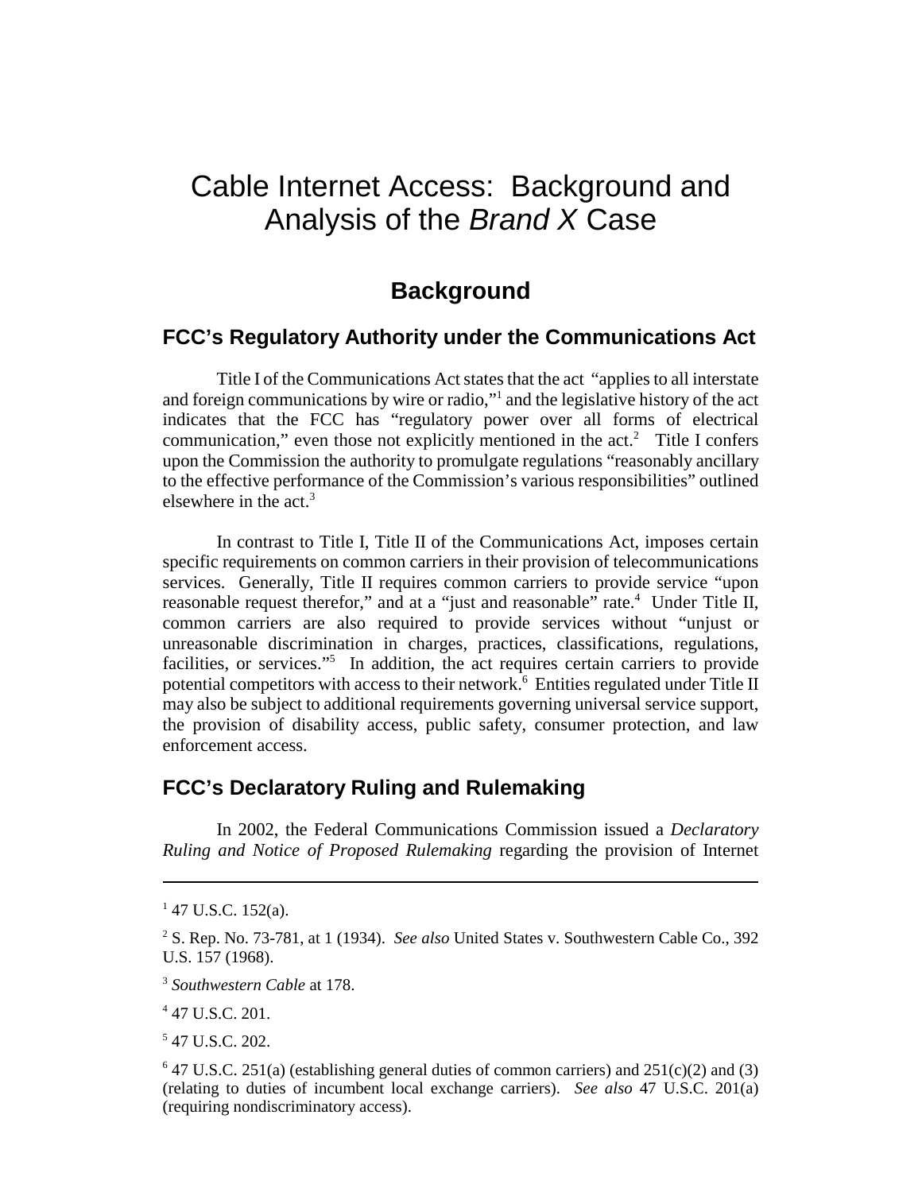# Cable Internet Access: Background and Analysis of the *Brand X* Case

## Background

### FCC's Regulatory Authority under the Communications Act

Title I of the Communications Act states that the act "applies to all interstate and foreign communications by wire or radio,"[1] and the legislative history of the act indicates that the FCC has "regulatory power over all forms of electrical communication," even those not explicitly mentioned in the act.[2] Title I confers upon the Commission the authority to promulgate regulations "reasonably ancillary to the effective performance of the Commission's various responsibilities" outlined elsewhere in the act.[3]

In contrast to Title I, Title II of the Communications Act, imposes certain specific requirements on common carriers in their provision of telecommunications services. Generally, Title II requires common carriers to provide service "upon reasonable request therefor," and at a "just and reasonable" rate.[4] Under Title II, common carriers are also required to provide services without "unjust or unreasonable discrimination in charges, practices, classifications, regulations, facilities, or services."[5] In addition, the act requires certain carriers to provide potential competitors with access to their network.[6] Entities regulated under Title II may also be subject to additional requirements governing universal service support, the provision of disability access, public safety, consumer protection, and law enforcement access.

### FCC's Declaratory Ruling and Rulemaking

In 2002, the Federal Communications Commission issued a *Declaratory Ruling and Notice of Proposed Rulemaking* regarding the provision of Internet

---

[1] 47 U.S.C. 152(a).

[2] S. Rep. No. 73-781, at 1 (1934). *See also* United States v. Southwestern Cable Co., 392 U.S. 157 (1968).

[3] *Southwestern Cable* at 178.

[4] 47 U.S.C. 201.

[5] 47 U.S.C. 202.

[6] 47 U.S.C. 251(a) (establishing general duties of common carriers) and 251(c)(2) and (3) (relating to duties of incumbent local exchange carriers). *See also* 47 U.S.C. 201(a) (requiring nondiscriminatory access).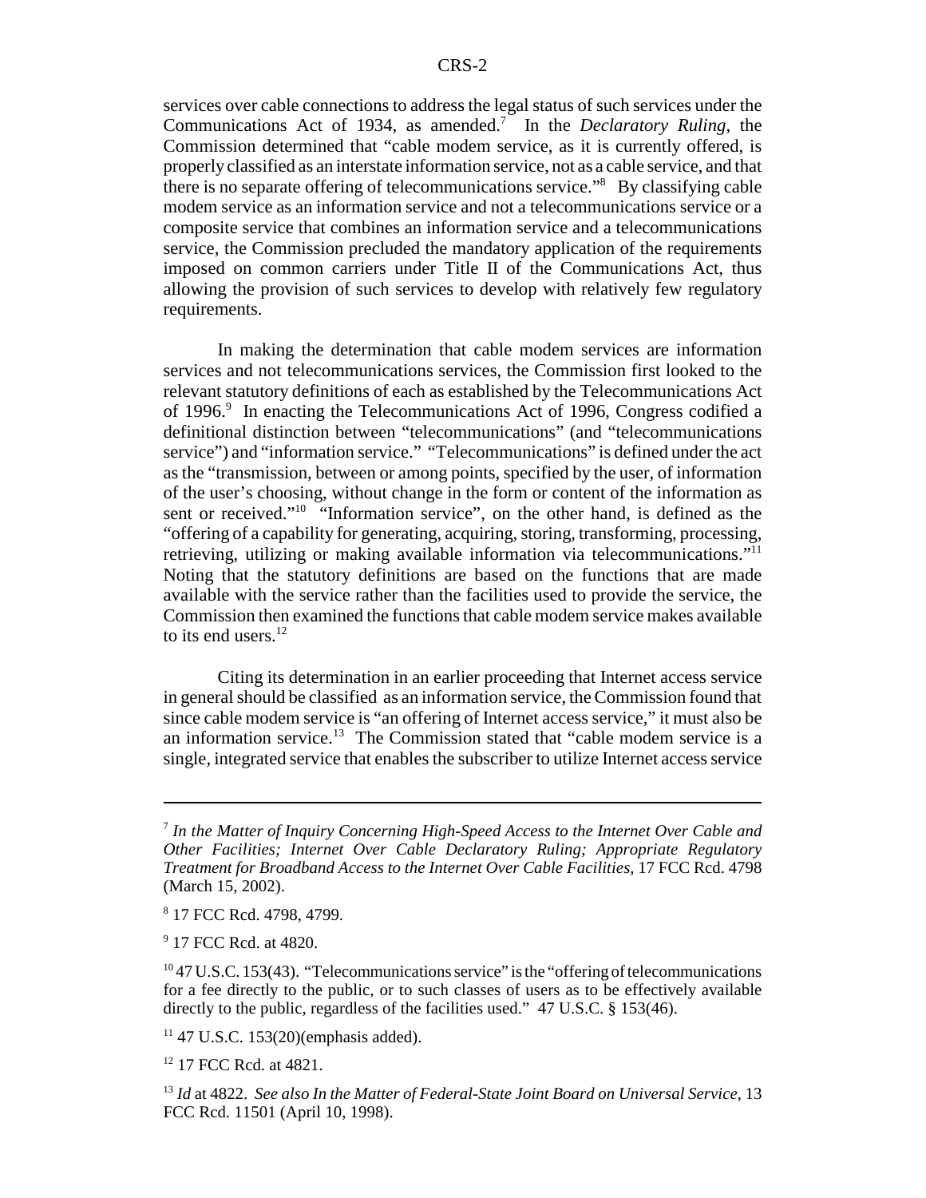services over cable connections to address the legal status of such services under the Communications Act of 1934, as amended.[7] In the *Declaratory Ruling*, the Commission determined that "cable modem service, as it is currently offered, is properly classified as an interstate information service, not as a cable service, and that there is no separate offering of telecommunications service."[8] By classifying cable modem service as an information service and not a telecommunications service or a composite service that combines an information service and a telecommunications service, the Commission precluded the mandatory application of the requirements imposed on common carriers under Title II of the Communications Act, thus allowing the provision of such services to develop with relatively few regulatory requirements.

In making the determination that cable modem services are information services and not telecommunications services, the Commission first looked to the relevant statutory definitions of each as established by the Telecommunications Act of 1996.[9] In enacting the Telecommunications Act of 1996, Congress codified a definitional distinction between "telecommunications" (and "telecommunications service") and "information service." "Telecommunications" is defined under the act as the "transmission, between or among points, specified by the user, of information of the user's choosing, without change in the form or content of the information as sent or received."[10] "Information service", on the other hand, is defined as the "offering of a capability for generating, acquiring, storing, transforming, processing, retrieving, utilizing or making available information via telecommunications."[11] Noting that the statutory definitions are based on the functions that are made available with the service rather than the facilities used to provide the service, the Commission then examined the functions that cable modem service makes available to its end users.[12]

Citing its determination in an earlier proceeding that Internet access service in general should be classified as an information service, the Commission found that since cable modem service is "an offering of Internet access service," it must also be an information service.[13] The Commission stated that "cable modem service is a single, integrated service that enables the subscriber to utilize Internet access service

---

[7] *In the Matter of Inquiry Concerning High-Speed Access to the Internet Over Cable and Other Facilities; Internet Over Cable Declaratory Ruling; Appropriate Regulatory Treatment for Broadband Access to the Internet Over Cable Facilities*, 17 FCC Rcd. 4798 (March 15, 2002).

[8] 17 FCC Rcd. 4798, 4799.

[9] 17 FCC Rcd. at 4820.

[10] 47 U.S.C. 153(43). "Telecommunications service" is the "offering of telecommunications for a fee directly to the public, or to such classes of users as to be effectively available directly to the public, regardless of the facilities used." 47 U.S.C. § 153(46).

[11] 47 U.S.C. 153(20)(emphasis added).

[12] 17 FCC Rcd. at 4821.

[13] *Id* at 4822. *See also In the Matter of Federal-State Joint Board on Universal Service*, 13 FCC Rcd. 11501 (April 10, 1998).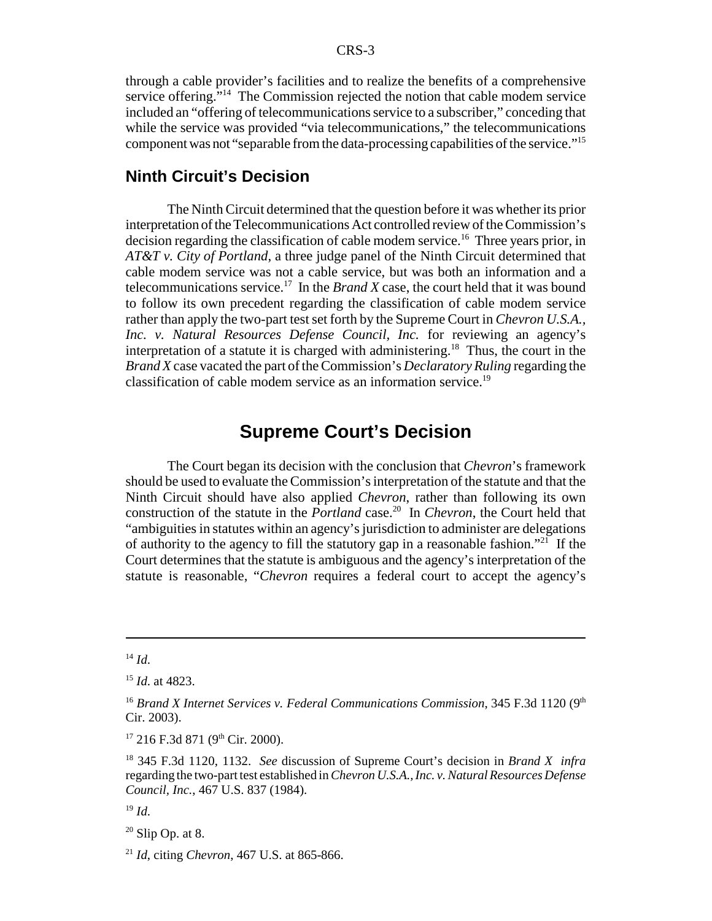through a cable provider's facilities and to realize the benefits of a comprehensive service offering."[14] The Commission rejected the notion that cable modem service included an "offering of telecommunications service to a subscriber," conceding that while the service was provided "via telecommunications," the telecommunications component was not "separable from the data-processing capabilities of the service."[15]

## Ninth Circuit's Decision

The Ninth Circuit determined that the question before it was whether its prior interpretation of the Telecommunications Act controlled review of the Commission's decision regarding the classification of cable modem service.[16] Three years prior, in *AT&T v. City of Portland*, a three judge panel of the Ninth Circuit determined that cable modem service was not a cable service, but was both an information and a telecommunications service.[17] In the *Brand X* case, the court held that it was bound to follow its own precedent regarding the classification of cable modem service rather than apply the two-part test set forth by the Supreme Court in *Chevron U.S.A., Inc. v. Natural Resources Defense Council, Inc.* for reviewing an agency's interpretation of a statute it is charged with administering.[18] Thus, the court in the *Brand X* case vacated the part of the Commission's *Declaratory Ruling* regarding the classification of cable modem service as an information service.[19]

# Supreme Court's Decision

The Court began its decision with the conclusion that *Chevron*'s framework should be used to evaluate the Commission's interpretation of the statute and that the Ninth Circuit should have also applied *Chevron*, rather than following its own construction of the statute in the *Portland* case.[20] In *Chevron*, the Court held that "ambiguities in statutes within an agency's jurisdiction to administer are delegations of authority to the agency to fill the statutory gap in a reasonable fashion."[21] If the Court determines that the statute is ambiguous and the agency's interpretation of the statute is reasonable, "*Chevron* requires a federal court to accept the agency's

---

[14] *Id.*

[15] *Id.* at 4823.

[16] *Brand X Internet Services v. Federal Communications Commission*, 345 F.3d 1120 (9th Cir. 2003).

[17] 216 F.3d 871 (9th Cir. 2000).

[18] 345 F.3d 1120, 1132. *See* discussion of Supreme Court's decision in *Brand X infra* regarding the two-part test established in *Chevron U.S.A., Inc. v. Natural Resources Defense Council, Inc.*, 467 U.S. 837 (1984).

[19] *Id.*

[20] Slip Op. at 8.

[21] *Id*, citing *Chevron*, 467 U.S. at 865-866.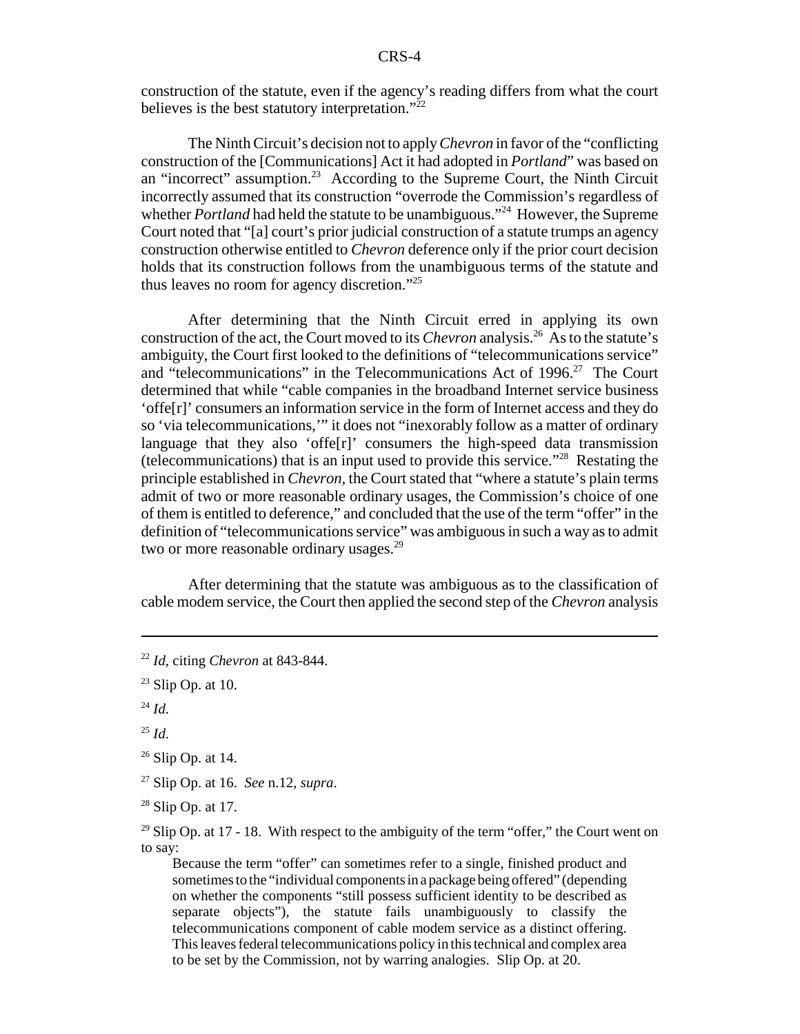construction of the statute, even if the agency's reading differs from what the court believes is the best statutory interpretation."[22]

The Ninth Circuit's decision not to apply *Chevron* in favor of the "conflicting construction of the [Communications] Act it had adopted in *Portland*" was based on an "incorrect" assumption.[23] According to the Supreme Court, the Ninth Circuit incorrectly assumed that its construction "overrode the Commission's regardless of whether *Portland* had held the statute to be unambiguous."[24] However, the Supreme Court noted that "[a] court's prior judicial construction of a statute trumps an agency construction otherwise entitled to *Chevron* deference only if the prior court decision holds that its construction follows from the unambiguous terms of the statute and thus leaves no room for agency discretion."[25]

After determining that the Ninth Circuit erred in applying its own construction of the act, the Court moved to its *Chevron* analysis.[26] As to the statute's ambiguity, the Court first looked to the definitions of "telecommunications service" and "telecommunications" in the Telecommunications Act of 1996.[27] The Court determined that while "cable companies in the broadband Internet service business 'offe[r]' consumers an information service in the form of Internet access and they do so 'via telecommunications,'" it does not "inexorably follow as a matter of ordinary language that they also 'offe[r]' consumers the high-speed data transmission (telecommunications) that is an input used to provide this service."[28] Restating the principle established in *Chevron*, the Court stated that "where a statute's plain terms admit of two or more reasonable ordinary usages, the Commission's choice of one of them is entitled to deference," and concluded that the use of the term "offer" in the definition of "telecommunications service" was ambiguous in such a way as to admit two or more reasonable ordinary usages.[29]

After determining that the statute was ambiguous as to the classification of cable modem service, the Court then applied the second step of the *Chevron* analysis

---

[22] *Id*, citing *Chevron* at 843-844.

[23] Slip Op. at 10.

[24] *Id.*

[25] *Id.*

[26] Slip Op. at 14.

[27] Slip Op. at 16. *See* n.12, *supra*.

[28] Slip Op. at 17.

[29] Slip Op. at 17 - 18. With respect to the ambiguity of the term "offer," the Court went on to say:

> Because the term "offer" can sometimes refer to a single, finished product and sometimes to the "individual components in a package being offered" (depending on whether the components "still possess sufficient identity to be described as separate objects"), the statute fails unambiguously to classify the telecommunications component of cable modem service as a distinct offering. This leaves federal telecommunications policy in this technical and complex area to be set by the Commission, not by warring analogies. Slip Op. at 20.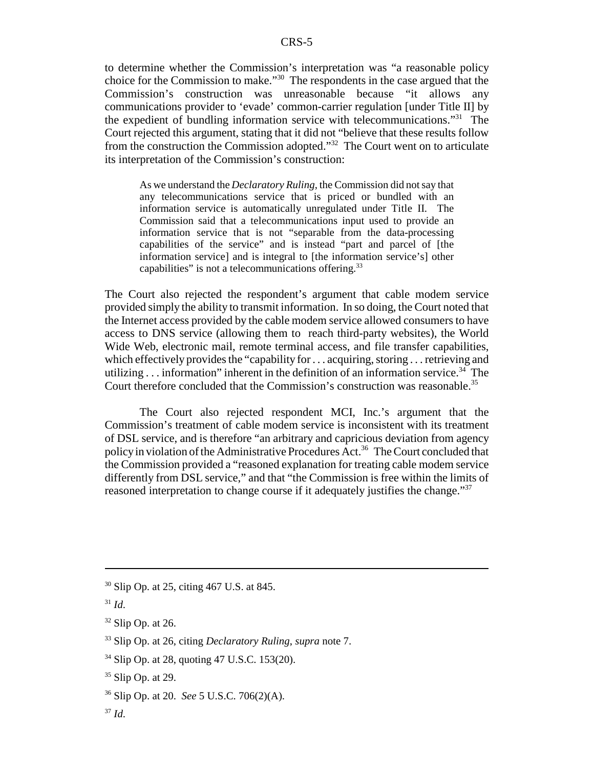to determine whether the Commission's interpretation was "a reasonable policy choice for the Commission to make."[30] The respondents in the case argued that the Commission's construction was unreasonable because "it allows any communications provider to 'evade' common-carrier regulation [under Title II] by the expedient of bundling information service with telecommunications."[31] The Court rejected this argument, stating that it did not "believe that these results follow from the construction the Commission adopted."[32] The Court went on to articulate its interpretation of the Commission's construction:

> As we understand the *Declaratory Ruling*, the Commission did not say that any telecommunications service that is priced or bundled with an information service is automatically unregulated under Title II. The Commission said that a telecommunications input used to provide an information service that is not "separable from the data-processing capabilities of the service" and is instead "part and parcel of [the information service] and is integral to [the information service's] other capabilities" is not a telecommunications offering.[33]

The Court also rejected the respondent's argument that cable modem service provided simply the ability to transmit information. In so doing, the Court noted that the Internet access provided by the cable modem service allowed consumers to have access to DNS service (allowing them to reach third-party websites), the World Wide Web, electronic mail, remote terminal access, and file transfer capabilities, which effectively provides the "capability for . . . acquiring, storing . . . retrieving and utilizing . . . information" inherent in the definition of an information service.[34] The Court therefore concluded that the Commission's construction was reasonable.[35]

The Court also rejected respondent MCI, Inc.'s argument that the Commission's treatment of cable modem service is inconsistent with its treatment of DSL service, and is therefore "an arbitrary and capricious deviation from agency policy in violation of the Administrative Procedures Act.[36] The Court concluded that the Commission provided a "reasoned explanation for treating cable modem service differently from DSL service," and that "the Commission is free within the limits of reasoned interpretation to change course if it adequately justifies the change."[37]

---

[30] Slip Op. at 25, citing 467 U.S. at 845.

[31] *Id.*

[32] Slip Op. at 26.

[33] Slip Op. at 26, citing *Declaratory Ruling*, *supra* note 7.

[34] Slip Op. at 28, quoting 47 U.S.C. 153(20).

[35] Slip Op. at 29.

[36] Slip Op. at 20. *See* 5 U.S.C. 706(2)(A).

[37] *Id.*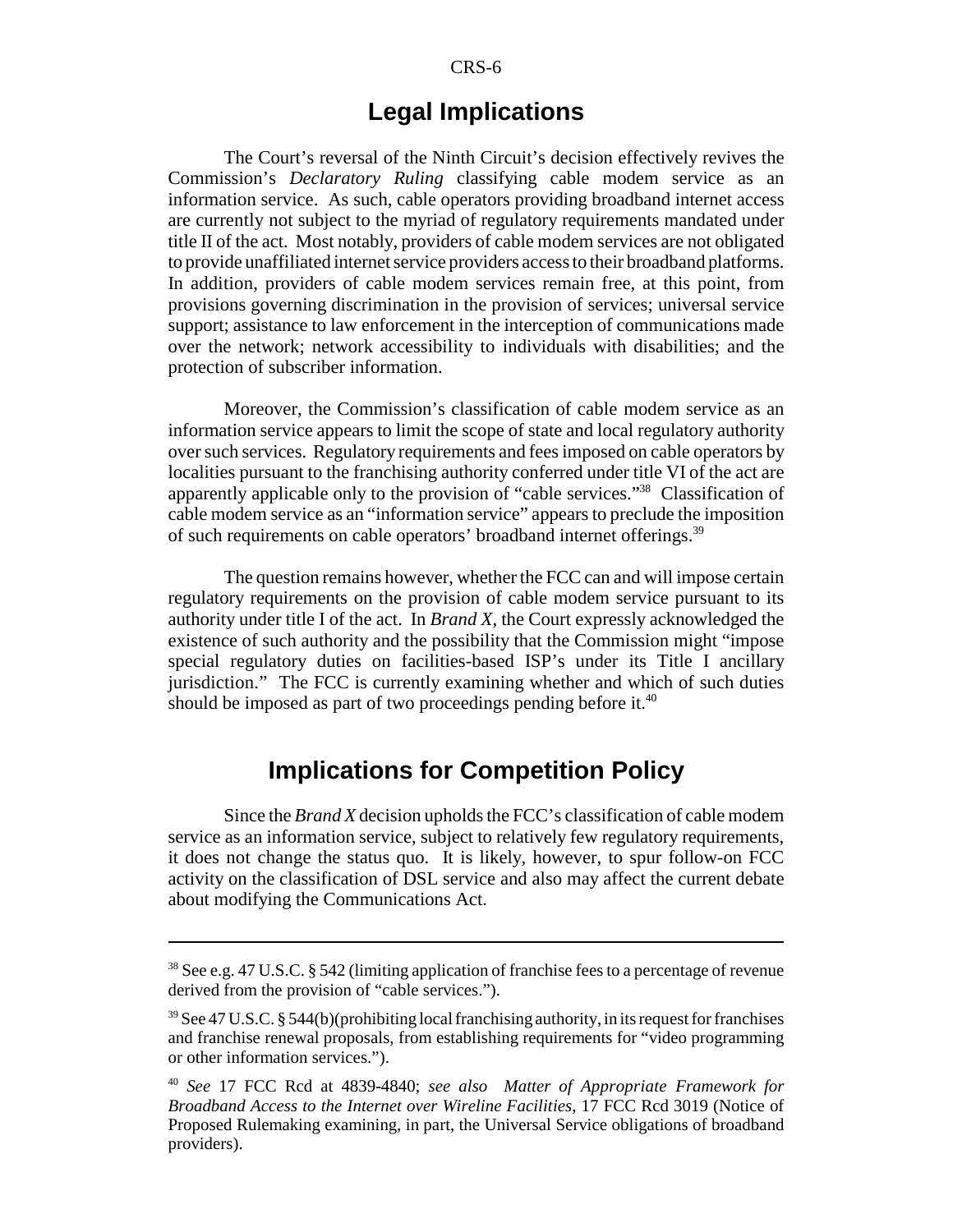## Legal Implications

The Court's reversal of the Ninth Circuit's decision effectively revives the Commission's *Declaratory Ruling* classifying cable modem service as an information service. As such, cable operators providing broadband internet access are currently not subject to the myriad of regulatory requirements mandated under title II of the act. Most notably, providers of cable modem services are not obligated to provide unaffiliated internet service providers access to their broadband platforms. In addition, providers of cable modem services remain free, at this point, from provisions governing discrimination in the provision of services; universal service support; assistance to law enforcement in the interception of communications made over the network; network accessibility to individuals with disabilities; and the protection of subscriber information.

Moreover, the Commission's classification of cable modem service as an information service appears to limit the scope of state and local regulatory authority over such services. Regulatory requirements and fees imposed on cable operators by localities pursuant to the franchising authority conferred under title VI of the act are apparently applicable only to the provision of "cable services."[38] Classification of cable modem service as an "information service" appears to preclude the imposition of such requirements on cable operators' broadband internet offerings.[39]

The question remains however, whether the FCC can and will impose certain regulatory requirements on the provision of cable modem service pursuant to its authority under title I of the act. In *Brand X*, the Court expressly acknowledged the existence of such authority and the possibility that the Commission might "impose special regulatory duties on facilities-based ISP's under its Title I ancillary jurisdiction." The FCC is currently examining whether and which of such duties should be imposed as part of two proceedings pending before it.[40]

## Implications for Competition Policy

Since the *Brand X* decision upholds the FCC's classification of cable modem service as an information service, subject to relatively few regulatory requirements, it does not change the status quo. It is likely, however, to spur follow-on FCC activity on the classification of DSL service and also may affect the current debate about modifying the Communications Act.

---

[38] See e.g. 47 U.S.C. § 542 (limiting application of franchise fees to a percentage of revenue derived from the provision of "cable services.").

[39] See 47 U.S.C. § 544(b)(prohibiting local franchising authority, in its request for franchises and franchise renewal proposals, from establishing requirements for "video programming or other information services.").

[40] *See* 17 FCC Rcd at 4839-4840; *see also Matter of Appropriate Framework for Broadband Access to the Internet over Wireline Facilities*, 17 FCC Rcd 3019 (Notice of Proposed Rulemaking examining, in part, the Universal Service obligations of broadband providers).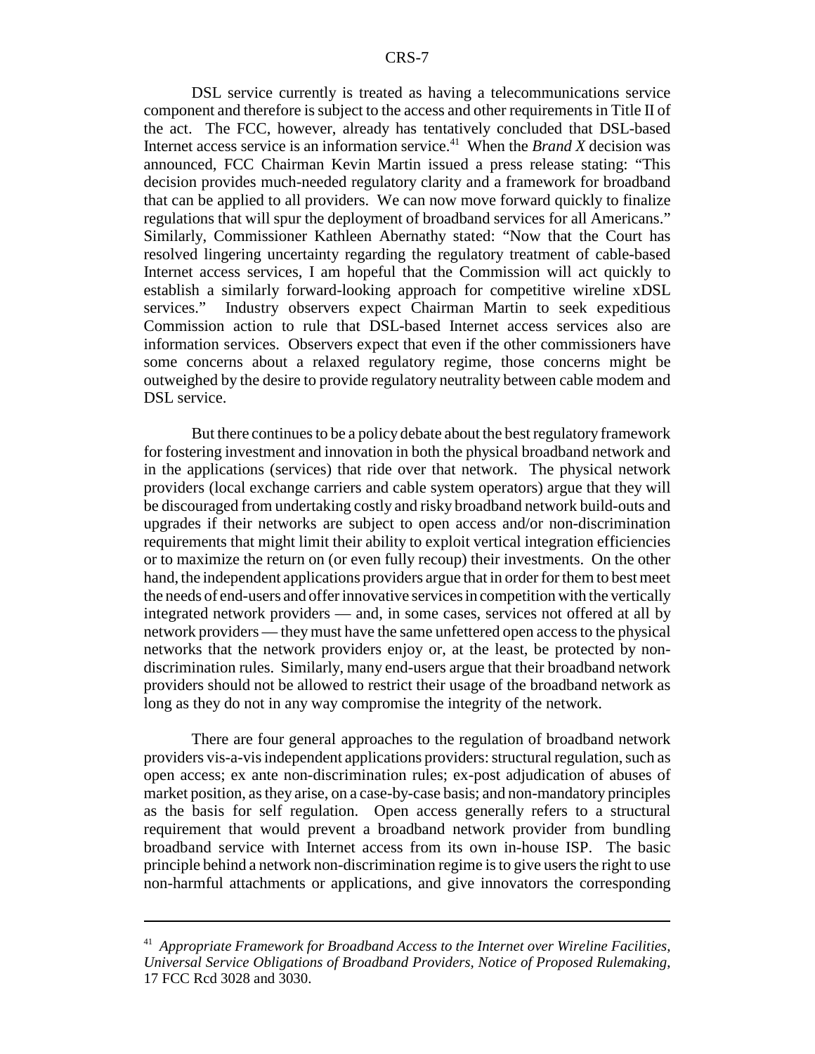DSL service currently is treated as having a telecommunications service component and therefore is subject to the access and other requirements in Title II of the act. The FCC, however, already has tentatively concluded that DSL-based Internet access service is an information service.[41] When the *Brand X* decision was announced, FCC Chairman Kevin Martin issued a press release stating: "This decision provides much-needed regulatory clarity and a framework for broadband that can be applied to all providers. We can now move forward quickly to finalize regulations that will spur the deployment of broadband services for all Americans." Similarly, Commissioner Kathleen Abernathy stated: "Now that the Court has resolved lingering uncertainty regarding the regulatory treatment of cable-based Internet access services, I am hopeful that the Commission will act quickly to establish a similarly forward-looking approach for competitive wireline xDSL services." Industry observers expect Chairman Martin to seek expeditious Commission action to rule that DSL-based Internet access services also are information services. Observers expect that even if the other commissioners have some concerns about a relaxed regulatory regime, those concerns might be outweighed by the desire to provide regulatory neutrality between cable modem and DSL service.

But there continues to be a policy debate about the best regulatory framework for fostering investment and innovation in both the physical broadband network and in the applications (services) that ride over that network. The physical network providers (local exchange carriers and cable system operators) argue that they will be discouraged from undertaking costly and risky broadband network build-outs and upgrades if their networks are subject to open access and/or non-discrimination requirements that might limit their ability to exploit vertical integration efficiencies or to maximize the return on (or even fully recoup) their investments. On the other hand, the independent applications providers argue that in order for them to best meet the needs of end-users and offer innovative services in competition with the vertically integrated network providers — and, in some cases, services not offered at all by network providers — they must have the same unfettered open access to the physical networks that the network providers enjoy or, at the least, be protected by non-discrimination rules. Similarly, many end-users argue that their broadband network providers should not be allowed to restrict their usage of the broadband network as long as they do not in any way compromise the integrity of the network.

There are four general approaches to the regulation of broadband network providers vis-a-vis independent applications providers: structural regulation, such as open access; ex ante non-discrimination rules; ex-post adjudication of abuses of market position, as they arise, on a case-by-case basis; and non-mandatory principles as the basis for self regulation. Open access generally refers to a structural requirement that would prevent a broadband network provider from bundling broadband service with Internet access from its own in-house ISP. The basic principle behind a network non-discrimination regime is to give users the right to use non-harmful attachments or applications, and give innovators the corresponding

---

[41] *Appropriate Framework for Broadband Access to the Internet over Wireline Facilities, Universal Service Obligations of Broadband Providers, Notice of Proposed Rulemaking,* 17 FCC Rcd 3028 and 3030.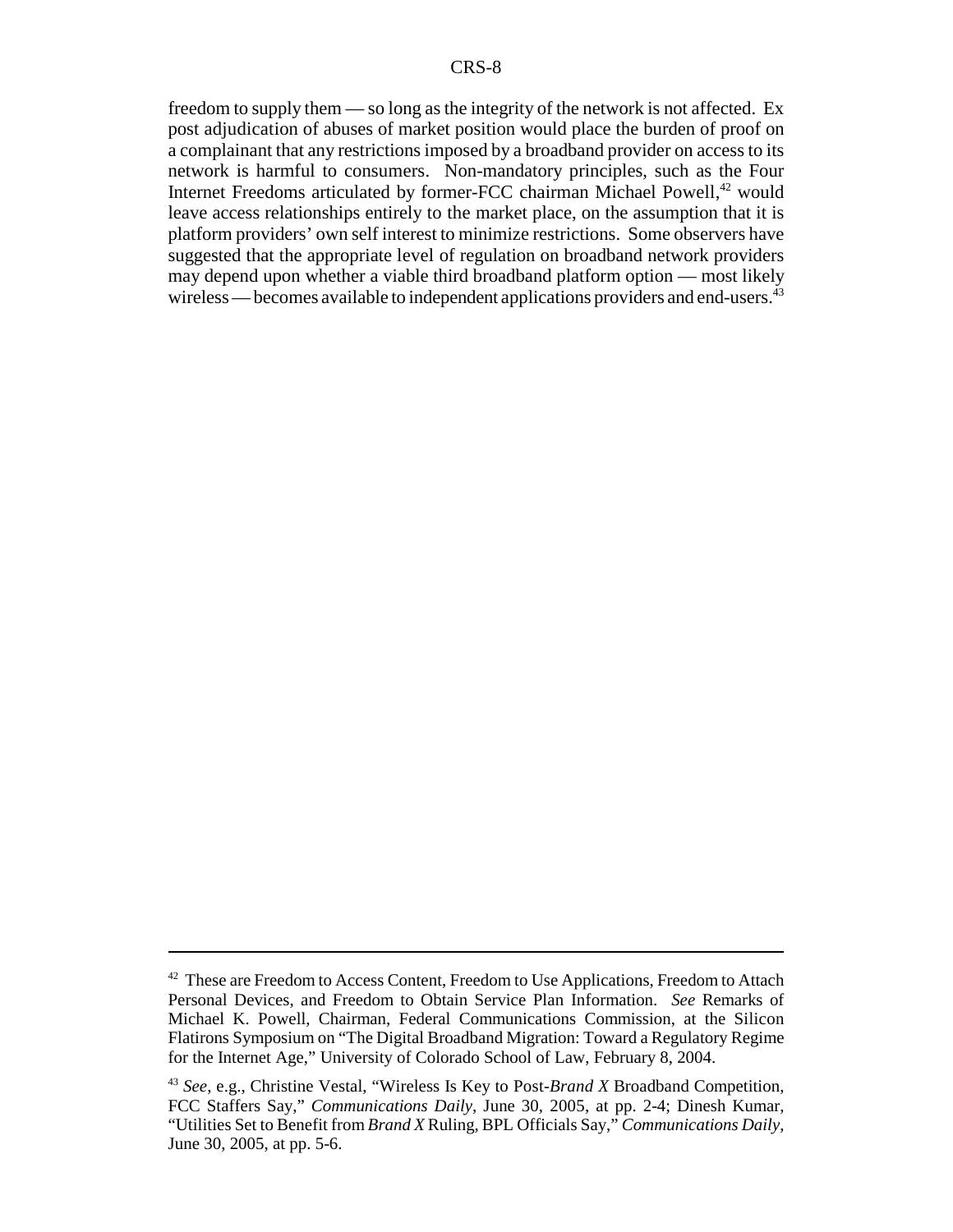freedom to supply them — so long as the integrity of the network is not affected. Ex post adjudication of abuses of market position would place the burden of proof on a complainant that any restrictions imposed by a broadband provider on access to its network is harmful to consumers. Non-mandatory principles, such as the Four Internet Freedoms articulated by former-FCC chairman Michael Powell,[42] would leave access relationships entirely to the market place, on the assumption that it is platform providers' own self interest to minimize restrictions. Some observers have suggested that the appropriate level of regulation on broadband network providers may depend upon whether a viable third broadband platform option — most likely wireless — becomes available to independent applications providers and end-users.[43]

---

[42] These are Freedom to Access Content, Freedom to Use Applications, Freedom to Attach Personal Devices, and Freedom to Obtain Service Plan Information. *See* Remarks of Michael K. Powell, Chairman, Federal Communications Commission, at the Silicon Flatirons Symposium on "The Digital Broadband Migration: Toward a Regulatory Regime for the Internet Age," University of Colorado School of Law, February 8, 2004.

[43] *See*, e.g., Christine Vestal, "Wireless Is Key to Post-*Brand X* Broadband Competition, FCC Staffers Say," *Communications Daily*, June 30, 2005, at pp. 2-4; Dinesh Kumar, "Utilities Set to Benefit from *Brand X* Ruling, BPL Officials Say," *Communications Daily*, June 30, 2005, at pp. 5-6.